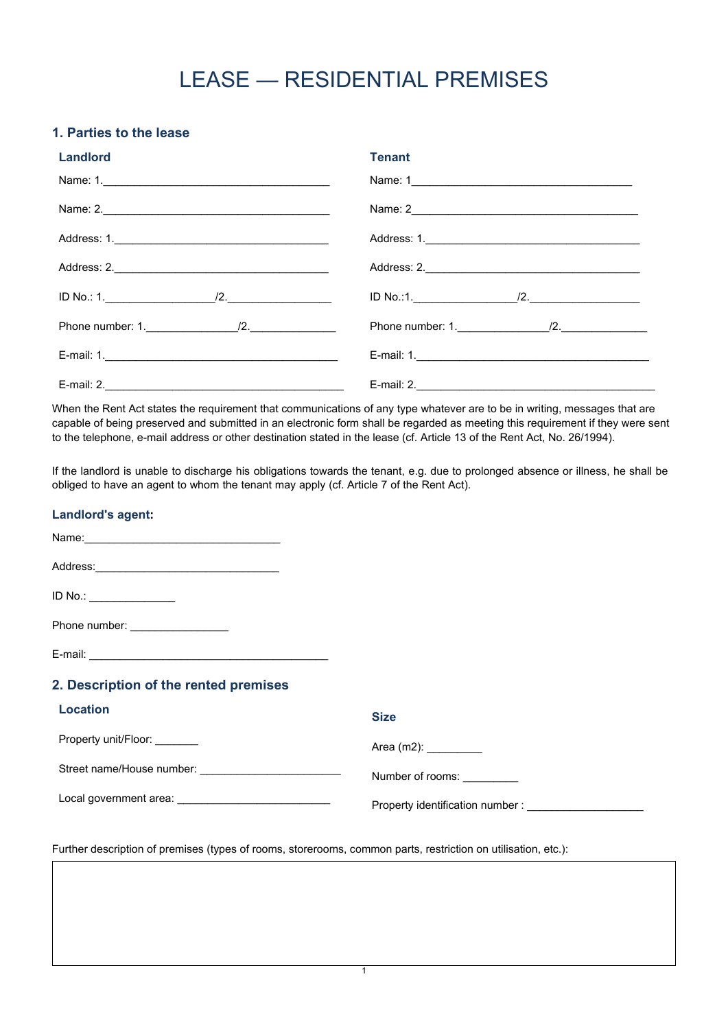# LEASE — RESIDENTIAL PREMISES

## 1. Parties to the lease

### Landlord

Name: 1.\_\_\_\_\_\_\_\_\_\_\_\_\_\_\_\_\_\_\_\_\_\_\_\_\_\_\_\_\_\_\_\_\_\_\_\_\_\_

Name: 2.\_\_\_\_\_\_\_\_\_\_\_\_\_\_\_\_\_\_\_\_\_\_\_\_\_\_\_\_\_\_\_\_\_\_\_\_\_\_

Address: 1.\_\_\_\_\_\_\_\_\_\_\_\_\_\_\_\_\_\_\_\_\_\_\_\_\_\_\_\_\_\_\_\_\_\_\_\_

Address: 2.\_\_\_\_\_\_\_\_\_\_\_\_\_\_\_\_\_\_\_\_\_\_\_\_\_\_\_\_\_\_\_\_\_\_\_\_

ID No.: 1.\_\_\_\_\_\_\_\_\_\_\_\_\_\_\_\_\_\_/2.\_\_\_\_\_\_\_\_\_\_\_\_\_\_\_\_\_\_

Phone number: 1.\_\_\_\_\_\_\_\_\_\_\_\_\_\_\_/2.\_\_\_\_\_\_\_\_\_\_\_\_\_\_\_

E-mail: 1.\_\_\_\_\_\_\_\_\_\_\_\_\_\_\_\_\_\_\_\_\_\_\_\_\_\_\_\_\_\_\_\_\_\_\_\_\_\_\_

E-mail: 2.\_\_\_\_\_\_\_\_\_\_\_\_\_\_\_\_\_\_\_\_\_\_\_\_\_\_\_\_\_\_\_\_\_\_\_\_\_\_\_

### Tenant

Name: 1\_\_\_\_\_\_\_\_\_\_\_\_\_\_\_\_\_\_\_\_\_\_\_\_\_\_\_\_\_\_\_\_\_\_\_\_\_

Name: 2\_\_\_\_\_\_\_\_\_\_\_\_\_\_\_\_\_\_\_\_\_\_\_\_\_\_\_\_\_\_\_\_\_\_\_\_\_\_

Address: 1.\_\_\_\_\_\_\_\_\_\_\_\_\_\_\_\_\_\_\_\_\_\_\_\_\_\_\_\_\_\_\_\_\_\_\_\_

Address: 2.\_\_\_\_\_\_\_\_\_\_\_\_\_\_\_\_\_\_\_\_\_\_\_\_\_\_\_\_\_\_\_\_\_\_\_\_

ID No.:1.\_\_\_\_\_\_\_\_\_\_\_\_\_\_\_\_\_/2.\_\_\_\_\_\_\_\_\_\_\_\_\_\_\_\_\_\_

Phone number: 1.\_\_\_\_\_\_\_\_\_\_\_\_\_\_\_/2.\_\_\_\_\_\_\_\_\_\_\_\_\_\_\_

E-mail: 1.\_\_\_\_\_\_\_\_\_\_\_\_\_\_\_\_\_\_\_\_\_\_\_\_\_\_\_\_\_\_\_\_\_\_\_\_\_\_\_

E-mail: 2.\_\_\_\_\_\_\_\_\_\_\_\_\_\_\_\_\_\_\_\_\_\_\_\_\_\_\_\_\_\_\_\_\_\_\_\_\_\_\_

When the Rent Act states the requirement that communications of any type whatever are to be in writing, messages that are capable of being preserved and submitted in an electronic form shall be regarded as meeting this requirement if they were sent to the telephone, e-mail address or other destination stated in the lease (cf. Article 13 of the Rent Act, No. 26/1994).

If the landlord is unable to discharge his obligations towards the tenant, e.g. due to prolonged absence or illness, he shall be obliged to have an agent to whom the tenant may apply (cf. Article 7 of the Rent Act).

### Landlord's agent:

Name:\_\_\_\_\_\_\_\_\_\_\_\_\_\_\_\_\_\_\_\_\_\_\_\_\_\_\_\_\_\_\_\_\_

Address:\_\_\_\_\_\_\_\_\_\_\_\_\_\_\_\_\_\_\_\_\_\_\_\_\_\_\_\_\_\_\_

ID No.: \_\_\_\_\_\_\_\_\_\_\_\_\_\_\_

Phone number: \_\_\_\_\_\_\_\_\_\_\_\_\_\_\_\_\_

E-mail: \_\_\_\_\_\_\_\_\_\_\_\_\_\_\_\_\_\_\_\_\_\_\_\_\_\_\_\_\_\_\_\_\_\_\_\_\_\_\_\_

## 2. Description of the rented premises

### Location

Property unit/Floor: \_\_\_\_\_\_\_

Street name/House number: \_\_\_\_\_\_\_\_\_\_\_\_\_\_\_\_\_\_\_\_\_\_\_\_

Local government area: \_\_\_\_\_\_\_\_\_\_\_\_\_\_\_\_\_\_\_\_\_\_\_\_\_\_

### Size

Area (m2): \_\_\_\_\_\_\_\_\_

Number of rooms: \_\_\_\_\_\_\_\_\_

Property identification number : \_\_\_\_\_\_\_\_\_\_\_\_\_\_\_\_\_\_\_\_

Further description of premises (types of rooms, storerooms, common parts, restriction on utilisation, etc.):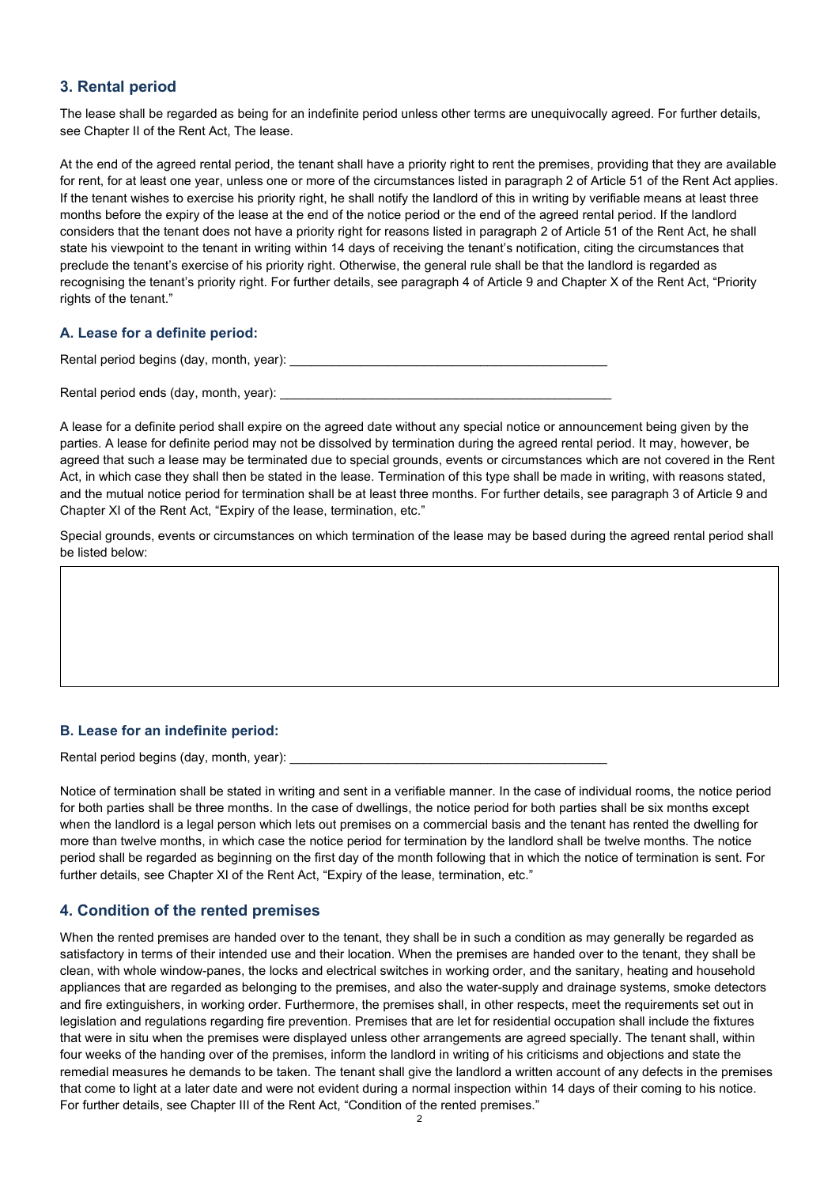## 3. Rental period

The lease shall be regarded as being for an indefinite period unless other terms are unequivocally agreed. For further details, see Chapter II of the Rent Act, The lease.

At the end of the agreed rental period, the tenant shall have a priority right to rent the premises, providing that they are available for rent, for at least one year, unless one or more of the circumstances listed in paragraph 2 of Article 51 of the Rent Act applies. If the tenant wishes to exercise his priority right, he shall notify the landlord of this in writing by verifiable means at least three months before the expiry of the lease at the end of the notice period or the end of the agreed rental period. If the landlord considers that the tenant does not have a priority right for reasons listed in paragraph 2 of Article 51 of the Rent Act, he shall state his viewpoint to the tenant in writing within 14 days of receiving the tenant's notification, citing the circumstances that preclude the tenant's exercise of his priority right. Otherwise, the general rule shall be that the landlord is regarded as recognising the tenant's priority right. For further details, see paragraph 4 of Article 9 and Chapter X of the Rent Act, "Priority rights of the tenant."

### A. Lease for a definite period:

Rental period begins (day, month, year): ______________________________________________

Rental period ends (day, month, year): ________________________________________________

A lease for a definite period shall expire on the agreed date without any special notice or announcement being given by the parties. A lease for definite period may not be dissolved by termination during the agreed rental period. It may, however, be agreed that such a lease may be terminated due to special grounds, events or circumstances which are not covered in the Rent Act, in which case they shall then be stated in the lease. Termination of this type shall be made in writing, with reasons stated, and the mutual notice period for termination shall be at least three months. For further details, see paragraph 3 of Article 9 and Chapter XI of the Rent Act, "Expiry of the lease, termination, etc."

Special grounds, events or circumstances on which termination of the lease may be based during the agreed rental period shall be listed below:

|   |
|---|
|   |

### B. Lease for an indefinite period:

Rental period begins (day, month, year): ______________________________________________

Notice of termination shall be stated in writing and sent in a verifiable manner. In the case of individual rooms, the notice period for both parties shall be three months. In the case of dwellings, the notice period for both parties shall be six months except when the landlord is a legal person which lets out premises on a commercial basis and the tenant has rented the dwelling for more than twelve months, in which case the notice period for termination by the landlord shall be twelve months. The notice period shall be regarded as beginning on the first day of the month following that in which the notice of termination is sent. For further details, see Chapter XI of the Rent Act, "Expiry of the lease, termination, etc."

## 4. Condition of the rented premises

When the rented premises are handed over to the tenant, they shall be in such a condition as may generally be regarded as satisfactory in terms of their intended use and their location. When the premises are handed over to the tenant, they shall be clean, with whole window-panes, the locks and electrical switches in working order, and the sanitary, heating and household appliances that are regarded as belonging to the premises, and also the water-supply and drainage systems, smoke detectors and fire extinguishers, in working order. Furthermore, the premises shall, in other respects, meet the requirements set out in legislation and regulations regarding fire prevention. Premises that are let for residential occupation shall include the fixtures that were in situ when the premises were displayed unless other arrangements are agreed specially. The tenant shall, within four weeks of the handing over of the premises, inform the landlord in writing of his criticisms and objections and state the remedial measures he demands to be taken. The tenant shall give the landlord a written account of any defects in the premises that come to light at a later date and were not evident during a normal inspection within 14 days of their coming to his notice. For further details, see Chapter III of the Rent Act, "Condition of the rented premises."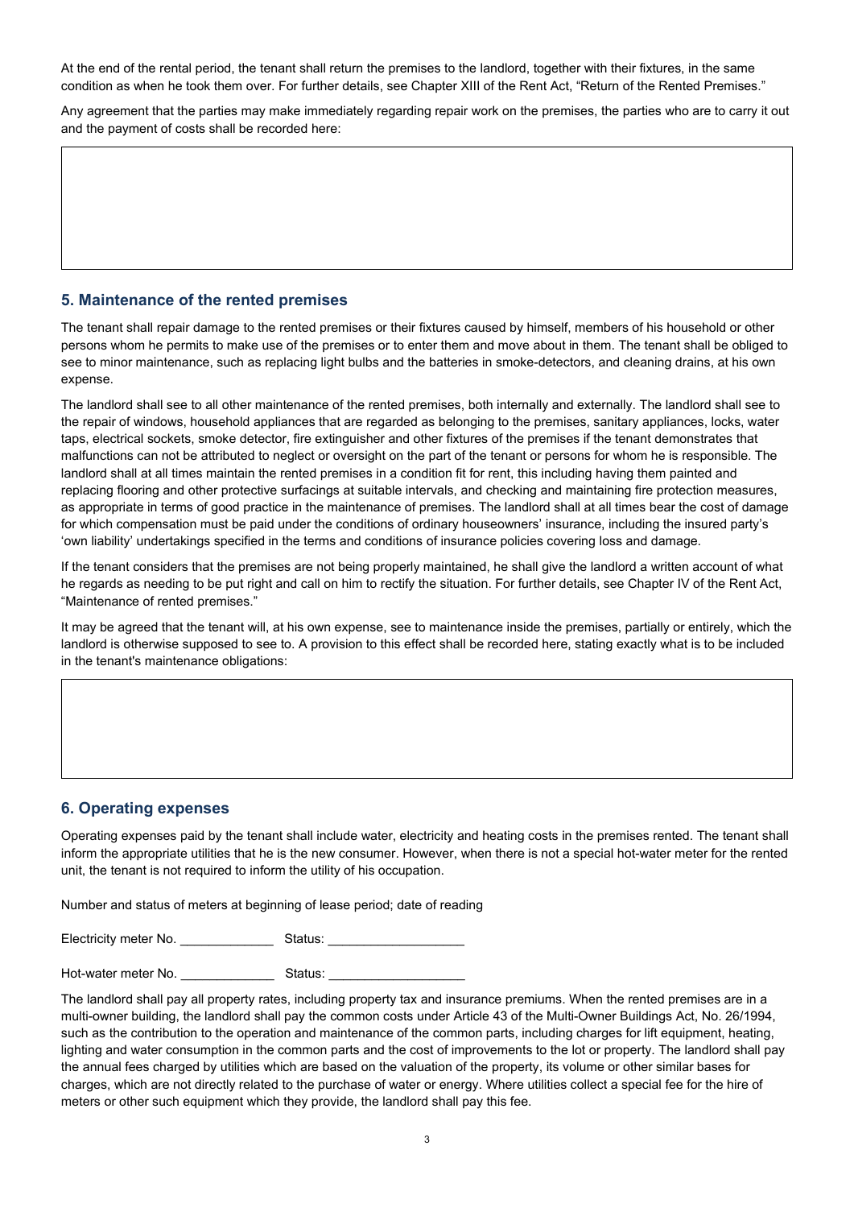At the end of the rental period, the tenant shall return the premises to the landlord, together with their fixtures, in the same condition as when he took them over. For further details, see Chapter XIII of the Rent Act, "Return of the Rented Premises."

Any agreement that the parties may make immediately regarding repair work on the premises, the parties who are to carry it out and the payment of costs shall be recorded here:

| |
|---|
| |

## 5. Maintenance of the rented premises

The tenant shall repair damage to the rented premises or their fixtures caused by himself, members of his household or other persons whom he permits to make use of the premises or to enter them and move about in them. The tenant shall be obliged to see to minor maintenance, such as replacing light bulbs and the batteries in smoke-detectors, and cleaning drains, at his own expense.

The landlord shall see to all other maintenance of the rented premises, both internally and externally. The landlord shall see to the repair of windows, household appliances that are regarded as belonging to the premises, sanitary appliances, locks, water taps, electrical sockets, smoke detector, fire extinguisher and other fixtures of the premises if the tenant demonstrates that malfunctions can not be attributed to neglect or oversight on the part of the tenant or persons for whom he is responsible. The landlord shall at all times maintain the rented premises in a condition fit for rent, this including having them painted and replacing flooring and other protective surfacings at suitable intervals, and checking and maintaining fire protection measures, as appropriate in terms of good practice in the maintenance of premises. The landlord shall at all times bear the cost of damage for which compensation must be paid under the conditions of ordinary houseowners' insurance, including the insured party's 'own liability' undertakings specified in the terms and conditions of insurance policies covering loss and damage.

If the tenant considers that the premises are not being properly maintained, he shall give the landlord a written account of what he regards as needing to be put right and call on him to rectify the situation. For further details, see Chapter IV of the Rent Act, "Maintenance of rented premises."

It may be agreed that the tenant will, at his own expense, see to maintenance inside the premises, partially or entirely, which the landlord is otherwise supposed to see to. A provision to this effect shall be recorded here, stating exactly what is to be included in the tenant's maintenance obligations:

| |
|---|
| |

## 6. Operating expenses

Operating expenses paid by the tenant shall include water, electricity and heating costs in the premises rented. The tenant shall inform the appropriate utilities that he is the new consumer. However, when there is not a special hot-water meter for the rented unit, the tenant is not required to inform the utility of his occupation.

Number and status of meters at beginning of lease period; date of reading

Electricity meter No. _____________ Status: ___________________

Hot-water meter No. _____________ Status: ___________________

The landlord shall pay all property rates, including property tax and insurance premiums. When the rented premises are in a multi-owner building, the landlord shall pay the common costs under Article 43 of the Multi-Owner Buildings Act, No. 26/1994, such as the contribution to the operation and maintenance of the common parts, including charges for lift equipment, heating, lighting and water consumption in the common parts and the cost of improvements to the lot or property. The landlord shall pay the annual fees charged by utilities which are based on the valuation of the property, its volume or other similar bases for charges, which are not directly related to the purchase of water or energy. Where utilities collect a special fee for the hire of meters or other such equipment which they provide, the landlord shall pay this fee.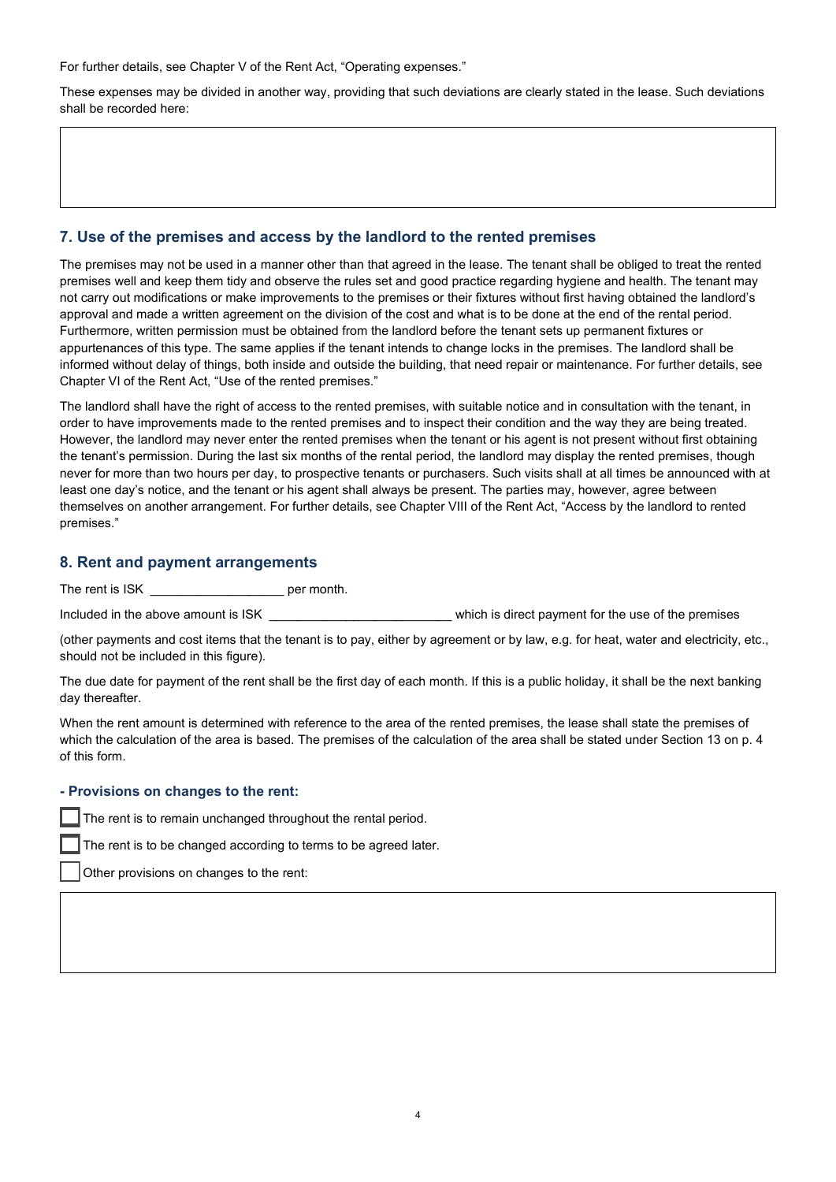For further details, see Chapter V of the Rent Act, “Operating expenses.”

These expenses may be divided in another way, providing that such deviations are clearly stated in the lease. Such deviations shall be recorded here:

## 7. Use of the premises and access by the landlord to the rented premises

The premises may not be used in a manner other than that agreed in the lease. The tenant shall be obliged to treat the rented premises well and keep them tidy and observe the rules set and good practice regarding hygiene and health. The tenant may not carry out modifications or make improvements to the premises or their fixtures without first having obtained the landlord’s approval and made a written agreement on the division of the cost and what is to be done at the end of the rental period. Furthermore, written permission must be obtained from the landlord before the tenant sets up permanent fixtures or appurtenances of this type. The same applies if the tenant intends to change locks in the premises. The landlord shall be informed without delay of things, both inside and outside the building, that need repair or maintenance. For further details, see Chapter VI of the Rent Act, “Use of the rented premises.”

The landlord shall have the right of access to the rented premises, with suitable notice and in consultation with the tenant, in order to have improvements made to the rented premises and to inspect their condition and the way they are being treated. However, the landlord may never enter the rented premises when the tenant or his agent is not present without first obtaining the tenant’s permission. During the last six months of the rental period, the landlord may display the rented premises, though never for more than two hours per day, to prospective tenants or purchasers. Such visits shall at all times be announced with at least one day’s notice, and the tenant or his agent shall always be present. The parties may, however, agree between themselves on another arrangement. For further details, see Chapter VIII of the Rent Act, “Access by the landlord to rented premises.”

## 8. Rent and payment arrangements

The rent is ISK ___________________ per month.

Included in the above amount is ISK __________________________ which is direct payment for the use of the premises

(other payments and cost items that the tenant is to pay, either by agreement or by law, e.g. for heat, water and electricity, etc., should not be included in this figure).

The due date for payment of the rent shall be the first day of each month. If this is a public holiday, it shall be the next banking day thereafter.

When the rent amount is determined with reference to the area of the rented premises, the lease shall state the premises of which the calculation of the area is based. The premises of the calculation of the area shall be stated under Section 13 on p. 4 of this form.

### - Provisions on changes to the rent:

☐ The rent is to remain unchanged throughout the rental period.

☐ The rent is to be changed according to terms to be agreed later.

☐ Other provisions on changes to the rent: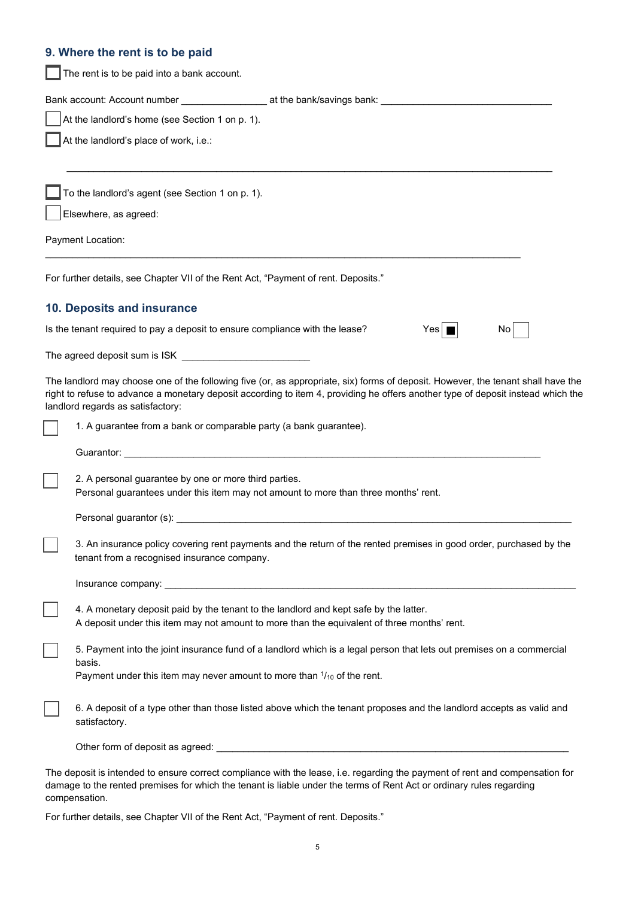## 9. Where the rent is to be paid

☐ The rent is to be paid into a bank account.

Bank account: Account number ________________ at the bank/savings bank: ________________________________

☐ At the landlord's home (see Section 1 on p. 1).

☐ At the landlord's place of work, i.e.:

____________________________________________________________________________________________

☐ To the landlord's agent (see Section 1 on p. 1).

☐ Elsewhere, as agreed:

Payment Location:

____________________________________________________________________________________________

For further details, see Chapter VII of the Rent Act, "Payment of rent. Deposits."

## 10. Deposits and insurance

Is the tenant required to pay a deposit to ensure compliance with the lease? Yes ■ No ☐

The agreed deposit sum is ISK ________________________

The landlord may choose one of the following five (or, as appropriate, six) forms of deposit. However, the tenant shall have the right to refuse to advance a monetary deposit according to item 4, providing he offers another type of deposit instead which the landlord regards as satisfactory:

☐ 1. A guarantee from a bank or comparable party (a bank guarantee).

Guarantor: ________________________________________________________________________________

☐ 2. A personal guarantee by one or more third parties.
Personal guarantees under this item may not amount to more than three months' rent.

Personal guarantor (s): ____________________________________________________________________________

☐ 3. An insurance policy covering rent payments and the return of the rented premises in good order, purchased by the tenant from a recognised insurance company.

Insurance company: _______________________________________________________________________________

☐ 4. A monetary deposit paid by the tenant to the landlord and kept safe by the latter.
A deposit under this item may not amount to more than the equivalent of three months' rent.

☐ 5. Payment into the joint insurance fund of a landlord which is a legal person that lets out premises on a commercial basis.
Payment under this item may never amount to more than $^{1}/_{10}$ of the rent.

☐ 6. A deposit of a type other than those listed above which the tenant proposes and the landlord accepts as valid and satisfactory.

Other form of deposit as agreed: ____________________________________________________________________

The deposit is intended to ensure correct compliance with the lease, i.e. regarding the payment of rent and compensation for damage to the rented premises for which the tenant is liable under the terms of Rent Act or ordinary rules regarding compensation.

For further details, see Chapter VII of the Rent Act, "Payment of rent. Deposits."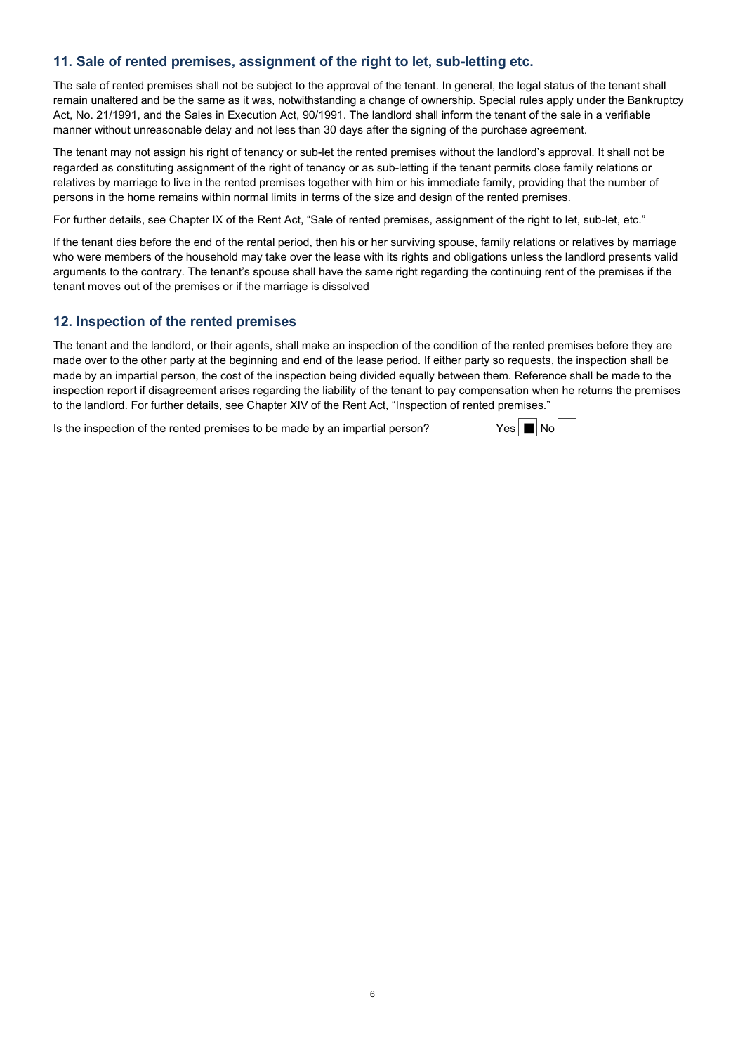## 11. Sale of rented premises, assignment of the right to let, sub-letting etc.

The sale of rented premises shall not be subject to the approval of the tenant. In general, the legal status of the tenant shall remain unaltered and be the same as it was, notwithstanding a change of ownership. Special rules apply under the Bankruptcy Act, No. 21/1991, and the Sales in Execution Act, 90/1991. The landlord shall inform the tenant of the sale in a verifiable manner without unreasonable delay and not less than 30 days after the signing of the purchase agreement.

The tenant may not assign his right of tenancy or sub-let the rented premises without the landlord's approval. It shall not be regarded as constituting assignment of the right of tenancy or as sub-letting if the tenant permits close family relations or relatives by marriage to live in the rented premises together with him or his immediate family, providing that the number of persons in the home remains within normal limits in terms of the size and design of the rented premises.

For further details, see Chapter IX of the Rent Act, "Sale of rented premises, assignment of the right to let, sub-let, etc."

If the tenant dies before the end of the rental period, then his or her surviving spouse, family relations or relatives by marriage who were members of the household may take over the lease with its rights and obligations unless the landlord presents valid arguments to the contrary. The tenant's spouse shall have the same right regarding the continuing rent of the premises if the tenant moves out of the premises or if the marriage is dissolved

## 12. Inspection of the rented premises

The tenant and the landlord, or their agents, shall make an inspection of the condition of the rented premises before they are made over to the other party at the beginning and end of the lease period. If either party so requests, the inspection shall be made by an impartial person, the cost of the inspection being divided equally between them. Reference shall be made to the inspection report if disagreement arises regarding the liability of the tenant to pay compensation when he returns the premises to the landlord. For further details, see Chapter XIV of the Rent Act, "Inspection of rented premises."

Is the inspection of the rented premises to be made by an impartial person? Yes ■ No ☐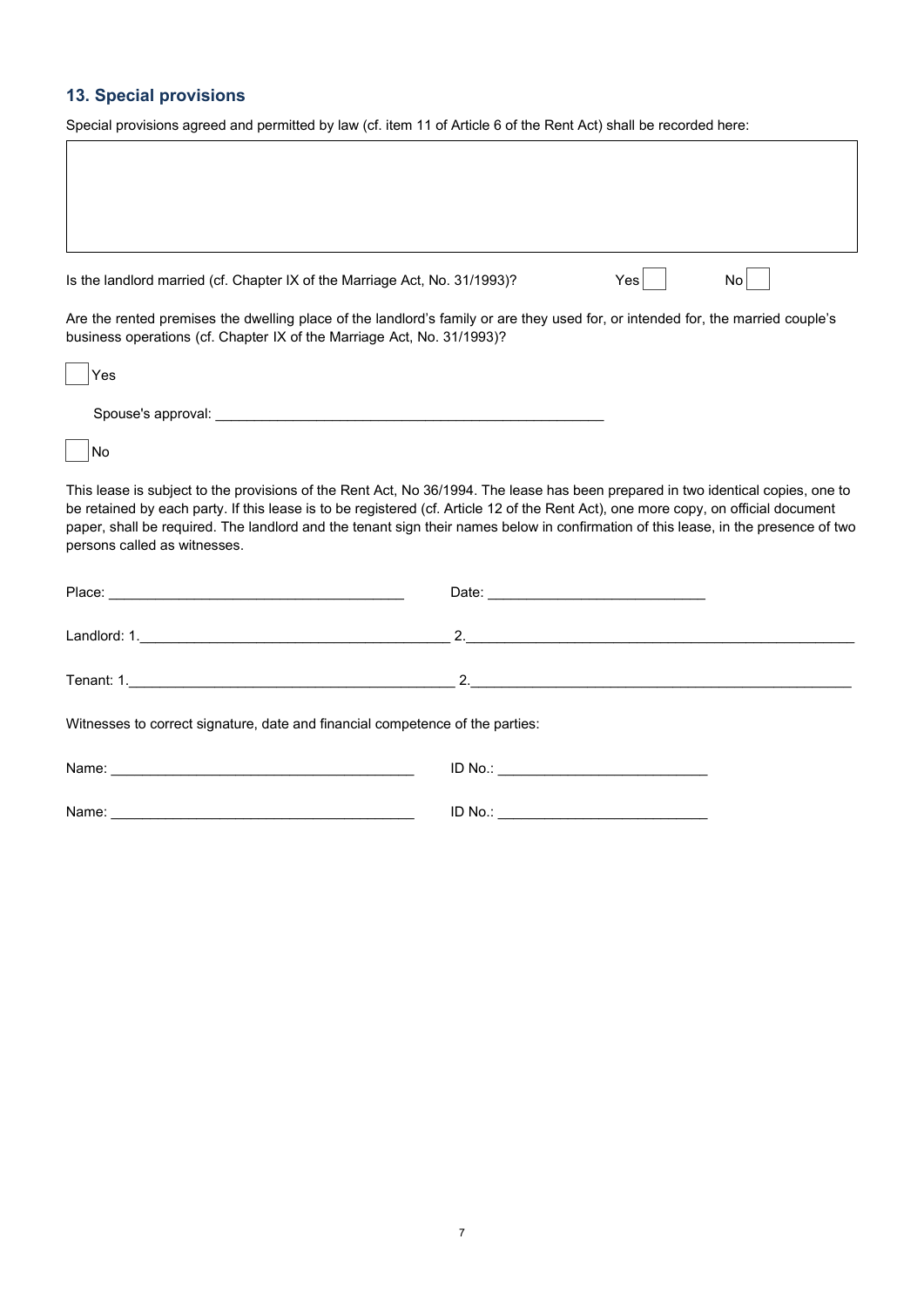## 13. Special provisions

Special provisions agreed and permitted by law (cf. item 11 of Article 6 of the Rent Act) shall be recorded here:

| |
|---|
| |

Is the landlord married (cf. Chapter IX of the Marriage Act, No. 31/1993)? Yes ☐ No ☐

Are the rented premises the dwelling place of the landlord's family or are they used for, or intended for, the married couple's business operations (cf. Chapter IX of the Marriage Act, No. 31/1993)?

☐ Yes

Spouse's approval: ___________________________________________________

☐ No

This lease is subject to the provisions of the Rent Act, No 36/1994. The lease has been prepared in two identical copies, one to be retained by each party. If this lease is to be registered (cf. Article 12 of the Rent Act), one more copy, on official document paper, shall be required. The landlord and the tenant sign their names below in confirmation of this lease, in the presence of two persons called as witnesses.

Place: ______________________________________ Date: ____________________________

Landlord: 1.________________________________________ 2.___________________________________________________

Tenant: 1.__________________________________________ 2.__________________________________________________

Witnesses to correct signature, date and financial competence of the parties:

Name: _______________________________________ ID No.: ___________________________

Name: _______________________________________ ID No.: ___________________________